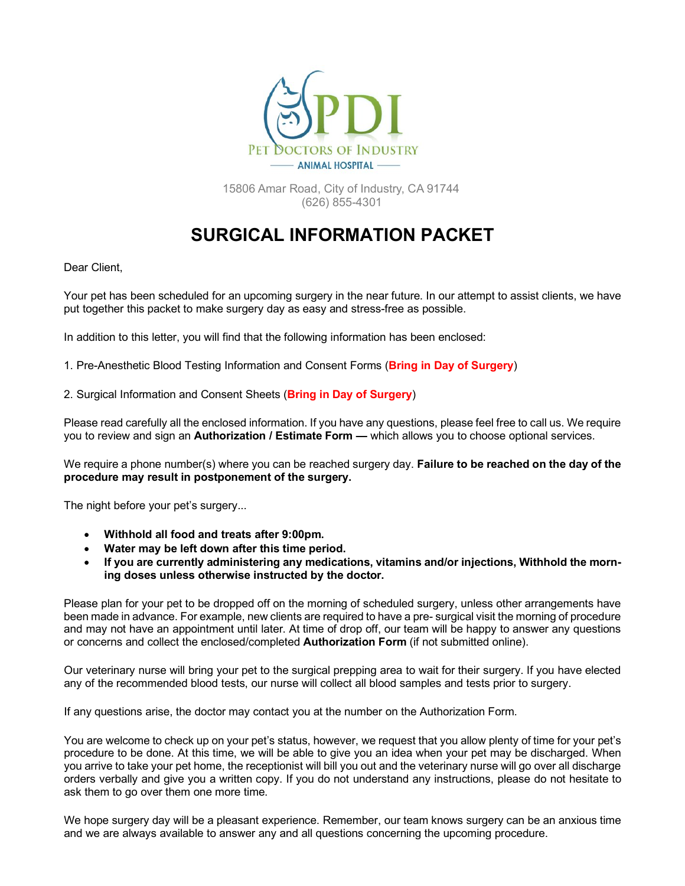PDI

Pet Doctors of Industry

ANIMAL HOSPITAL

15806 Amar Road, City of Industry, CA 91744
(626) 855-4301

# SURGICAL INFORMATION PACKET

Dear Client,

Your pet has been scheduled for an upcoming surgery in the near future. In our attempt to assist clients, we have put together this packet to make surgery day as easy and stress-free as possible.

In addition to this letter, you will find that the following information has been enclosed:

1. Pre-Anesthetic Blood Testing Information and Consent Forms (**Bring in Day of Surgery**)

2. Surgical Information and Consent Sheets (**Bring in Day of Surgery**)

Please read carefully all the enclosed information. If you have any questions, please feel free to call us. We require you to review and sign an **Authorization / Estimate Form —** which allows you to choose optional services.

We require a phone number(s) where you can be reached surgery day. **Failure to be reached on the day of the procedure may result in postponement of the surgery.**

The night before your pet's surgery...

- **Withhold all food and treats after 9:00pm.**
- **Water may be left down after this time period.**
- **If you are currently administering any medications, vitamins and/or injections, Withhold the morning doses unless otherwise instructed by the doctor.**

Please plan for your pet to be dropped off on the morning of scheduled surgery, unless other arrangements have been made in advance. For example, new clients are required to have a pre- surgical visit the morning of procedure and may not have an appointment until later. At time of drop off, our team will be happy to answer any questions or concerns and collect the enclosed/completed **Authorization Form** (if not submitted online).

Our veterinary nurse will bring your pet to the surgical prepping area to wait for their surgery. If you have elected any of the recommended blood tests, our nurse will collect all blood samples and tests prior to surgery.

If any questions arise, the doctor may contact you at the number on the Authorization Form.

You are welcome to check up on your pet's status, however, we request that you allow plenty of time for your pet's procedure to be done. At this time, we will be able to give you an idea when your pet may be discharged. When you arrive to take your pet home, the receptionist will bill you out and the veterinary nurse will go over all discharge orders verbally and give you a written copy. If you do not understand any instructions, please do not hesitate to ask them to go over them one more time.

We hope surgery day will be a pleasant experience. Remember, our team knows surgery can be an anxious time and we are always available to answer any and all questions concerning the upcoming procedure.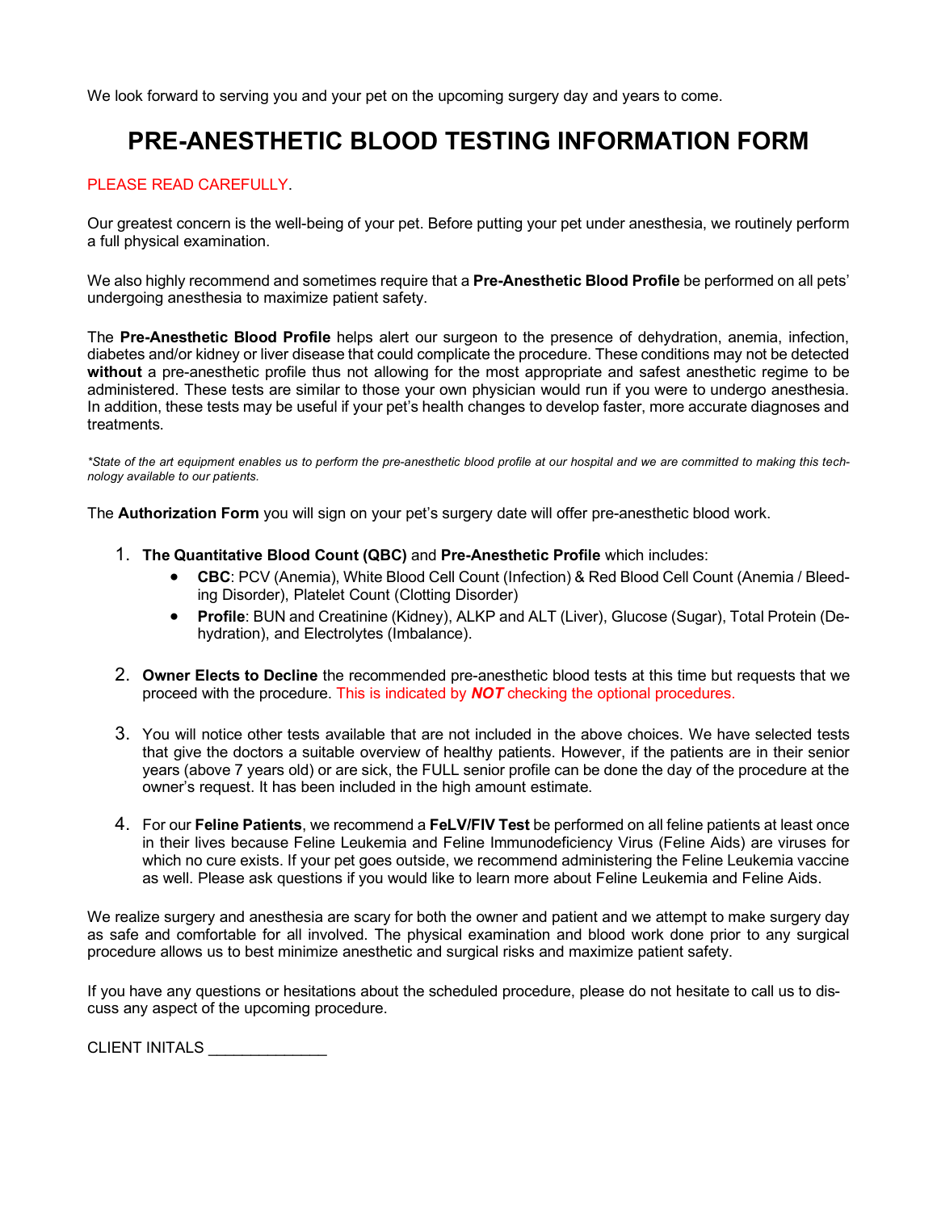We look forward to serving you and your pet on the upcoming surgery day and years to come.

# PRE-ANESTHETIC BLOOD TESTING INFORMATION FORM

PLEASE READ CAREFULLY.

Our greatest concern is the well-being of your pet. Before putting your pet under anesthesia, we routinely perform a full physical examination.

We also highly recommend and sometimes require that a **Pre-Anesthetic Blood Profile** be performed on all pets' undergoing anesthesia to maximize patient safety.

The **Pre-Anesthetic Blood Profile** helps alert our surgeon to the presence of dehydration, anemia, infection, diabetes and/or kidney or liver disease that could complicate the procedure. These conditions may not be detected **without** a pre-anesthetic profile thus not allowing for the most appropriate and safest anesthetic regime to be administered. These tests are similar to those your own physician would run if you were to undergo anesthesia. In addition, these tests may be useful if your pet's health changes to develop faster, more accurate diagnoses and treatments.

*\*State of the art equipment enables us to perform the pre-anesthetic blood profile at our hospital and we are committed to making this technology available to our patients.*

The **Authorization Form** you will sign on your pet's surgery date will offer pre-anesthetic blood work.

1. **The Quantitative Blood Count (QBC)** and **Pre-Anesthetic Profile** which includes:
   - **CBC**: PCV (Anemia), White Blood Cell Count (Infection) & Red Blood Cell Count (Anemia / Bleeding Disorder), Platelet Count (Clotting Disorder)
   - **Profile**: BUN and Creatinine (Kidney), ALKP and ALT (Liver), Glucose (Sugar), Total Protein (Dehydration), and Electrolytes (Imbalance).

2. **Owner Elects to Decline** the recommended pre-anesthetic blood tests at this time but requests that we proceed with the procedure. This is indicated by ***NOT*** checking the optional procedures.

3. You will notice other tests available that are not included in the above choices. We have selected tests that give the doctors a suitable overview of healthy patients. However, if the patients are in their senior years (above 7 years old) or are sick, the FULL senior profile can be done the day of the procedure at the owner's request. It has been included in the high amount estimate.

4. For our **Feline Patients**, we recommend a **FeLV/FIV Test** be performed on all feline patients at least once in their lives because Feline Leukemia and Feline Immunodeficiency Virus (Feline Aids) are viruses for which no cure exists. If your pet goes outside, we recommend administering the Feline Leukemia vaccine as well. Please ask questions if you would like to learn more about Feline Leukemia and Feline Aids.

We realize surgery and anesthesia are scary for both the owner and patient and we attempt to make surgery day as safe and comfortable for all involved. The physical examination and blood work done prior to any surgical procedure allows us to best minimize anesthetic and surgical risks and maximize patient safety.

If you have any questions or hesitations about the scheduled procedure, please do not hesitate to call us to discuss any aspect of the upcoming procedure.

CLIENT INITALS _____________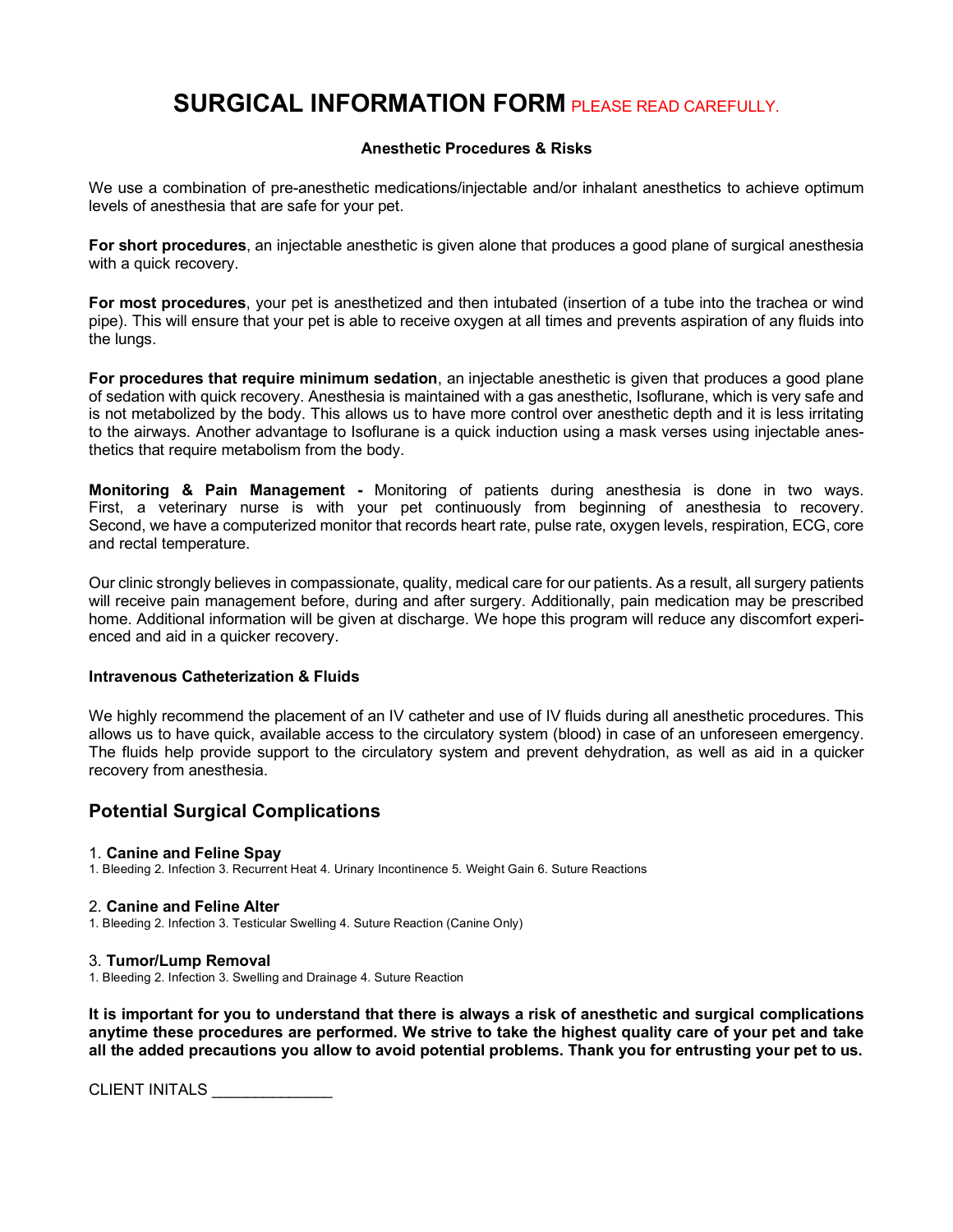# SURGICAL INFORMATION FORM PLEASE READ CAREFULLY.

**Anesthetic Procedures & Risks**

We use a combination of pre-anesthetic medications/injectable and/or inhalant anesthetics to achieve optimum levels of anesthesia that are safe for your pet.

**For short procedures**, an injectable anesthetic is given alone that produces a good plane of surgical anesthesia with a quick recovery.

**For most procedures**, your pet is anesthetized and then intubated (insertion of a tube into the trachea or wind pipe). This will ensure that your pet is able to receive oxygen at all times and prevents aspiration of any fluids into the lungs.

**For procedures that require minimum sedation**, an injectable anesthetic is given that produces a good plane of sedation with quick recovery. Anesthesia is maintained with a gas anesthetic, Isoflurane, which is very safe and is not metabolized by the body. This allows us to have more control over anesthetic depth and it is less irritating to the airways. Another advantage to Isoflurane is a quick induction using a mask verses using injectable anesthetics that require metabolism from the body.

**Monitoring & Pain Management -** Monitoring of patients during anesthesia is done in two ways. First, a veterinary nurse is with your pet continuously from beginning of anesthesia to recovery. Second, we have a computerized monitor that records heart rate, pulse rate, oxygen levels, respiration, ECG, core and rectal temperature.

Our clinic strongly believes in compassionate, quality, medical care for our patients. As a result, all surgery patients will receive pain management before, during and after surgery. Additionally, pain medication may be prescribed home. Additional information will be given at discharge. We hope this program will reduce any discomfort experienced and aid in a quicker recovery.

**Intravenous Catheterization & Fluids**

We highly recommend the placement of an IV catheter and use of IV fluids during all anesthetic procedures. This allows us to have quick, available access to the circulatory system (blood) in case of an unforeseen emergency. The fluids help provide support to the circulatory system and prevent dehydration, as well as aid in a quicker recovery from anesthesia.

## Potential Surgical Complications

1. **Canine and Feline Spay**
1. Bleeding 2. Infection 3. Recurrent Heat 4. Urinary Incontinence 5. Weight Gain 6. Suture Reactions

2. **Canine and Feline Alter**
1. Bleeding 2. Infection 3. Testicular Swelling 4. Suture Reaction (Canine Only)

3. **Tumor/Lump Removal**
1. Bleeding 2. Infection 3. Swelling and Drainage 4. Suture Reaction

**It is important for you to understand that there is always a risk of anesthetic and surgical complications anytime these procedures are performed. We strive to take the highest quality care of your pet and take all the added precautions you allow to avoid potential problems. Thank you for entrusting your pet to us.**

CLIENT INITALS _____________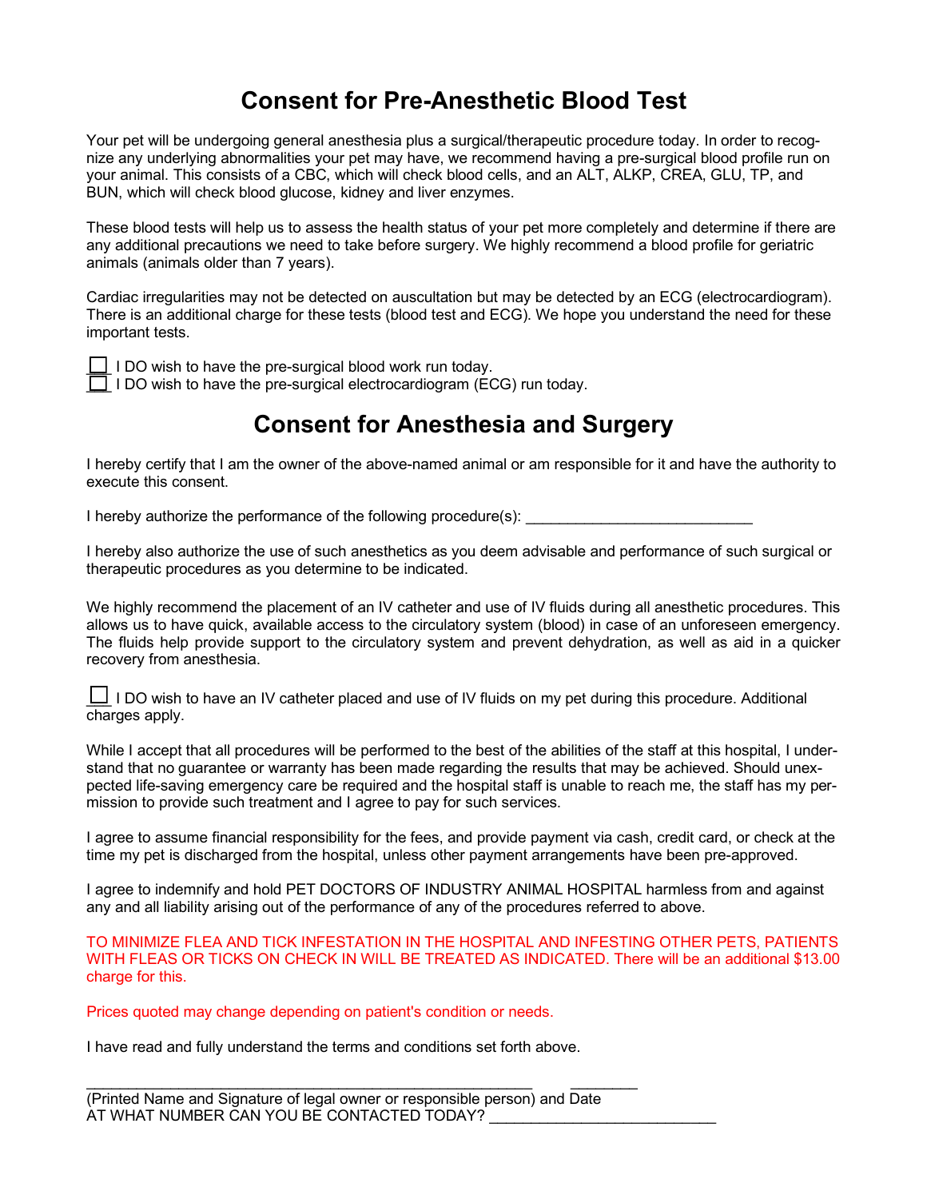# Consent for Pre-Anesthetic Blood Test

Your pet will be undergoing general anesthesia plus a surgical/therapeutic procedure today. In order to recognize any underlying abnormalities your pet may have, we recommend having a pre-surgical blood profile run on your animal. This consists of a CBC, which will check blood cells, and an ALT, ALKP, CREA, GLU, TP, and BUN, which will check blood glucose, kidney and liver enzymes.

These blood tests will help us to assess the health status of your pet more completely and determine if there are any additional precautions we need to take before surgery. We highly recommend a blood profile for geriatric animals (animals older than 7 years).

Cardiac irregularities may not be detected on auscultation but may be detected by an ECG (electrocardiogram). There is an additional charge for these tests (blood test and ECG). We hope you understand the need for these important tests.

☐ I DO wish to have the pre-surgical blood work run today.
☐ I DO wish to have the pre-surgical electrocardiogram (ECG) run today.

# Consent for Anesthesia and Surgery

I hereby certify that I am the owner of the above-named animal or am responsible for it and have the authority to execute this consent.

I hereby authorize the performance of the following procedure(s): ___________________________

I hereby also authorize the use of such anesthetics as you deem advisable and performance of such surgical or therapeutic procedures as you determine to be indicated.

We highly recommend the placement of an IV catheter and use of IV fluids during all anesthetic procedures. This allows us to have quick, available access to the circulatory system (blood) in case of an unforeseen emergency. The fluids help provide support to the circulatory system and prevent dehydration, as well as aid in a quicker recovery from anesthesia.

☐ I DO wish to have an IV catheter placed and use of IV fluids on my pet during this procedure. Additional charges apply.

While I accept that all procedures will be performed to the best of the abilities of the staff at this hospital, I understand that no guarantee or warranty has been made regarding the results that may be achieved. Should unexpected life-saving emergency care be required and the hospital staff is unable to reach me, the staff has my permission to provide such treatment and I agree to pay for such services.

I agree to assume financial responsibility for the fees, and provide payment via cash, credit card, or check at the time my pet is discharged from the hospital, unless other payment arrangements have been pre-approved.

I agree to indemnify and hold PET DOCTORS OF INDUSTRY ANIMAL HOSPITAL harmless from and against any and all liability arising out of the performance of any of the procedures referred to above.

TO MINIMIZE FLEA AND TICK INFESTATION IN THE HOSPITAL AND INFESTING OTHER PETS, PATIENTS WITH FLEAS OR TICKS ON CHECK IN WILL BE TREATED AS INDICATED. There will be an additional $13.00 charge for this.

Prices quoted may change depending on patient's condition or needs.

I have read and fully understand the terms and conditions set forth above.

_____________________________________________________ ________
(Printed Name and Signature of legal owner or responsible person) and Date
AT WHAT NUMBER CAN YOU BE CONTACTED TODAY? ___________________________